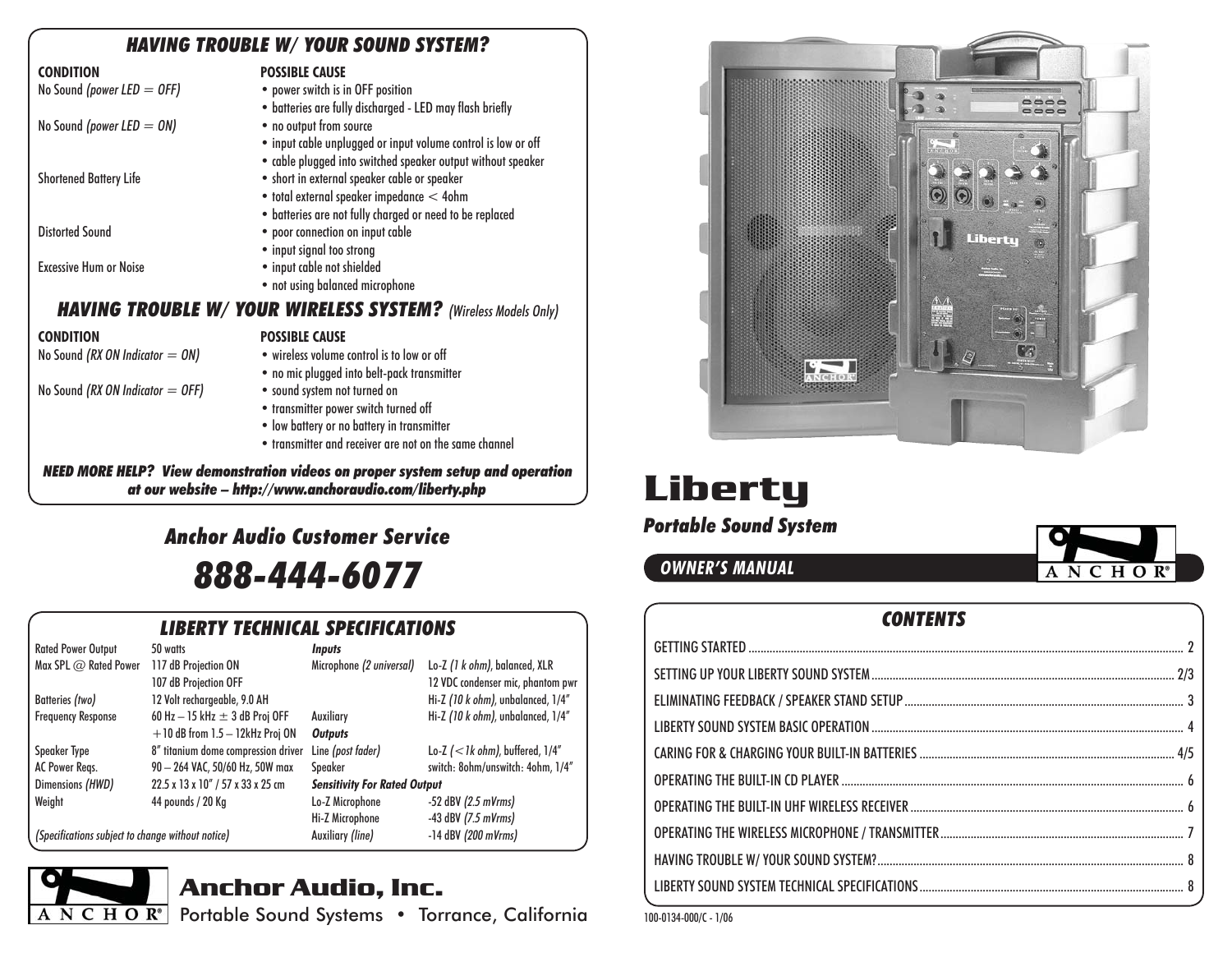## HAVING TROUBLE W/ YOUR SOUND SYSTEM?

| CONDITION | POSSIBLE CAUSE |
|---|---|
| No Sound *(power LED = OFF)* | • power switch is in OFF position<br>• batteries are fully discharged - LED may flash briefly |
| No Sound *(power LED = ON)* | • no output from source<br>• input cable unplugged or input volume control is low or off<br>• cable plugged into switched speaker output without speaker |
| Shortened Battery Life | • short in external speaker cable or speaker<br>• total external speaker impedance < 4ohm<br>• batteries are not fully charged or need to be replaced |
| Distorted Sound | • poor connection on input cable<br>• input signal too strong |
| Excessive Hum or Noise | • input cable not shielded<br>• not using balanced microphone |

## HAVING TROUBLE W/ YOUR WIRELESS SYSTEM? *(Wireless Models Only)*

| CONDITION | POSSIBLE CAUSE |
|---|---|
| No Sound *(RX ON Indicator = ON)* | • wireless volume control is to low or off<br>• no mic plugged into belt-pack transmitter |
| No Sound *(RX ON Indicator = OFF)* | • sound system not turned on<br>• transmitter power switch turned off<br>• low battery or no battery in transmitter<br>• transmitter and receiver are not on the same channel |

***NEED MORE HELP? View demonstration videos on proper system setup and operation at our website – http://www.anchoraudio.com/liberty.php***

## *Anchor Audio Customer Service*

# *888-444-6077*

## LIBERTY TECHNICAL SPECIFICATIONS

| | | | |
|---|---|---|---|
| Rated Power Output | 50 watts | ***Inputs*** | |
| Max SPL @ Rated Power | 117 dB Projection ON<br>107 dB Projection OFF | Microphone *(2 universal)* | Lo-Z *(1 k ohm)*, balanced, XLR<br>12 VDC condenser mic, phantom pwr |
| Batteries *(two)* | 12 Volt rechargeable, 9.0 AH | | Hi-Z *(10 k ohm)*, unbalanced, 1/4" |
| Frequency Response | 60 Hz – 15 kHz ± 3 dB Proj OFF<br>+10 dB from 1.5 – 12kHz Proj ON | Auxiliary | Hi-Z *(10 k ohm)*, unbalanced, 1/4" |
| | | ***Outputs*** | |
| Speaker Type | 8" titanium dome compression driver | Line *(post fader)* | Lo-Z *(<1k ohm)*, buffered, 1/4" |
| AC Power Reqs. | 90 – 264 VAC, 50/60 Hz, 50W max | Speaker | switch: 8ohm/unswitch: 4ohm, 1/4" |
| Dimensions *(HWD)* | 22.5 x 13 x 10" / 57 x 33 x 25 cm | ***Sensitivity For Rated Output*** | |
| Weight | 44 pounds / 20 Kg | Lo-Z Microphone | -52 dBV *(2.5 mVrms)* |
| | | Hi-Z Microphone | -43 dBV *(7.5 mVrms)* |
| *(Specifications subject to change without notice)* | | Auxiliary *(line)* | -14 dBV *(200 mVrms)* |

**Anchor Audio, Inc.**
Portable Sound Systems • Torrance, California

# Liberty

## *Portable Sound System*

### *OWNER'S MANUAL*

## CONTENTS

| | |
|---|---|
| GETTING STARTED | 2 |
| SETTING UP YOUR LIBERTY SOUND SYSTEM | 2/3 |
| ELIMINATING FEEDBACK / SPEAKER STAND SETUP | 3 |
| LIBERTY SOUND SYSTEM BASIC OPERATION | 4 |
| CARING FOR & CHARGING YOUR BUILT-IN BATTERIES | 4/5 |
| OPERATING THE BUILT-IN CD PLAYER | 6 |
| OPERATING THE BUILT-IN UHF WIRELESS RECEIVER | 6 |
| OPERATING THE WIRELESS MICROPHONE / TRANSMITTER | 7 |
| HAVING TROUBLE W/ YOUR SOUND SYSTEM? | 8 |
| LIBERTY SOUND SYSTEM TECHNICAL SPECIFICATIONS | 8 |

100-0134-000/C - 1/06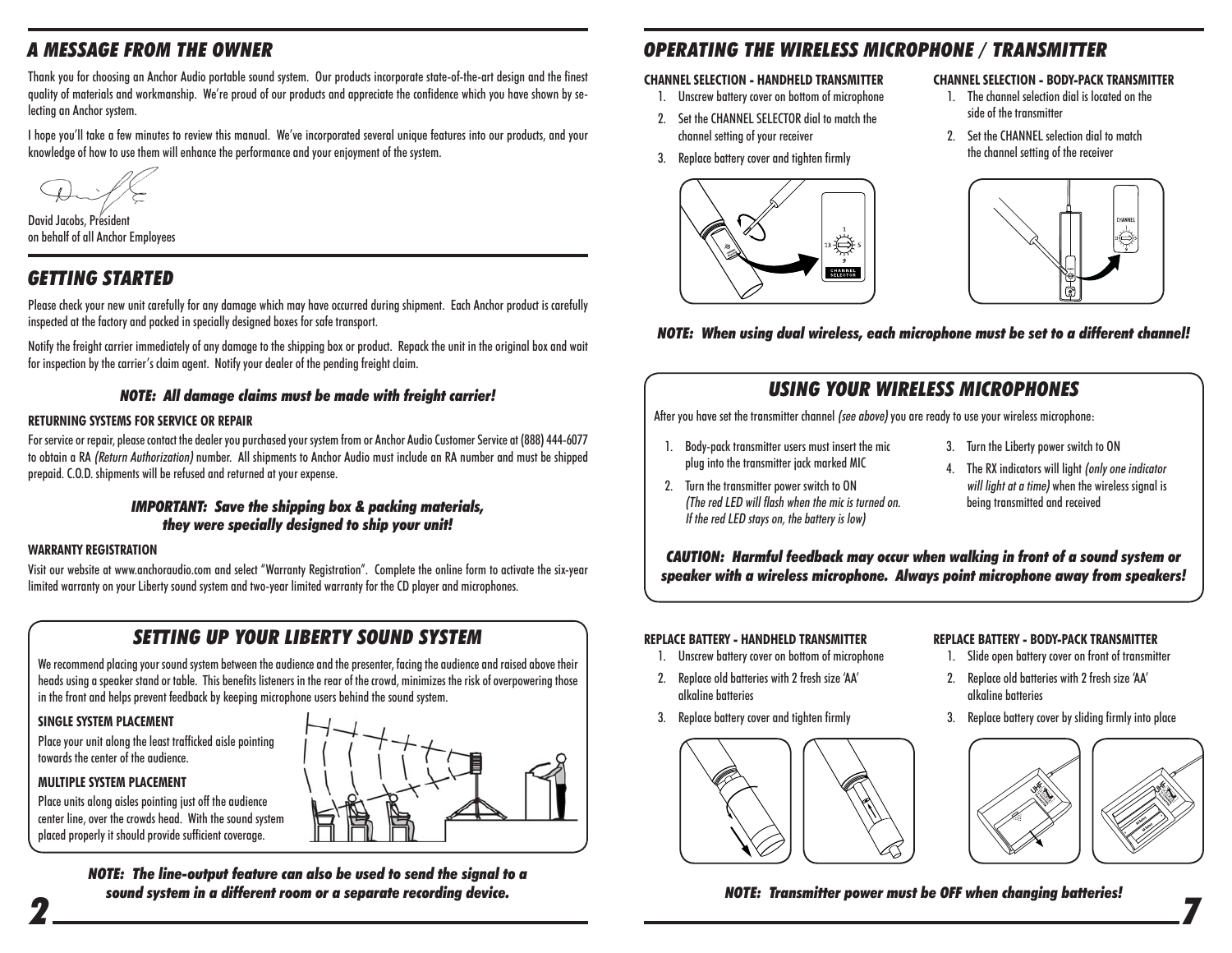## A MESSAGE FROM THE OWNER

Thank you for choosing an Anchor Audio portable sound system. Our products incorporate state-of-the-art design and the finest quality of materials and workmanship. We're proud of our products and appreciate the confidence which you have shown by selecting an Anchor system.

I hope you'll take a few minutes to review this manual. We've incorporated several unique features into our products, and your knowledge of how to use them will enhance the performance and your enjoyment of the system.

David Jacobs, President
on behalf of all Anchor Employees

## GETTING STARTED

Please check your new unit carefully for any damage which may have occurred during shipment. Each Anchor product is carefully inspected at the factory and packed in specially designed boxes for safe transport.

Notify the freight carrier immediately of any damage to the shipping box or product. Repack the unit in the original box and wait for inspection by the carrier's claim agent. Notify your dealer of the pending freight claim.

***NOTE: All damage claims must be made with freight carrier!***

**RETURNING SYSTEMS FOR SERVICE OR REPAIR**

For service or repair, please contact the dealer you purchased your system from or Anchor Audio Customer Service at (888) 444-6077 to obtain a RA *(Return Authorization)* number. All shipments to Anchor Audio must include an RA number and must be shipped prepaid. C.O.D. shipments will be refused and returned at your expense.

***IMPORTANT: Save the shipping box & packing materials, they were specially designed to ship your unit!***

**WARRANTY REGISTRATION**

Visit our website at www.anchoraudio.com and select "Warranty Registration". Complete the online form to activate the six-year limited warranty on your Liberty sound system and two-year limited warranty for the CD player and microphones.

## SETTING UP YOUR LIBERTY SOUND SYSTEM

We recommend placing your sound system between the audience and the presenter, facing the audience and raised above their heads using a speaker stand or table. This benefits listeners in the rear of the crowd, minimizes the risk of overpowering those in the front and helps prevent feedback by keeping microphone users behind the sound system.

**SINGLE SYSTEM PLACEMENT**

Place your unit along the least trafficked aisle pointing towards the center of the audience.

**MULTIPLE SYSTEM PLACEMENT**

Place units along aisles pointing just off the audience center line, over the crowds head. With the sound system placed properly it should provide sufficient coverage.

***NOTE: The line-output feature can also be used to send the signal to a sound system in a different room or a separate recording device.***

## OPERATING THE WIRELESS MICROPHONE / TRANSMITTER

**CHANNEL SELECTION - HANDHELD TRANSMITTER**

1. Unscrew battery cover on bottom of microphone
2. Set the CHANNEL SELECTOR dial to match the channel setting of your receiver
3. Replace battery cover and tighten firmly

**CHANNEL SELECTION - BODY-PACK TRANSMITTER**

1. The channel selection dial is located on the side of the transmitter
2. Set the CHANNEL selection dial to match the channel setting of the receiver

***NOTE: When using dual wireless, each microphone must be set to a different channel!***

## USING YOUR WIRELESS MICROPHONES

After you have set the transmitter channel *(see above)* you are ready to use your wireless microphone:

1. Body-pack transmitter users must insert the mic plug into the transmitter jack marked MIC
2. Turn the transmitter power switch to ON *(The red LED will flash when the mic is turned on. If the red LED stays on, the battery is low)*
3. Turn the Liberty power switch to ON
4. The RX indicators will light *(only one indicator will light at a time)* when the wireless signal is being transmitted and received

***CAUTION: Harmful feedback may occur when walking in front of a sound system or speaker with a wireless microphone. Always point microphone away from speakers!***

**REPLACE BATTERY - HANDHELD TRANSMITTER**

1. Unscrew battery cover on bottom of microphone
2. Replace old batteries with 2 fresh size 'AA' alkaline batteries
3. Replace battery cover and tighten firmly

**REPLACE BATTERY - BODY-PACK TRANSMITTER**

1. Slide open battery cover on front of transmitter
2. Replace old batteries with 2 fresh size 'AA' alkaline batteries
3. Replace battery cover by sliding firmly into place

***NOTE: Transmitter power must be OFF when changing batteries!***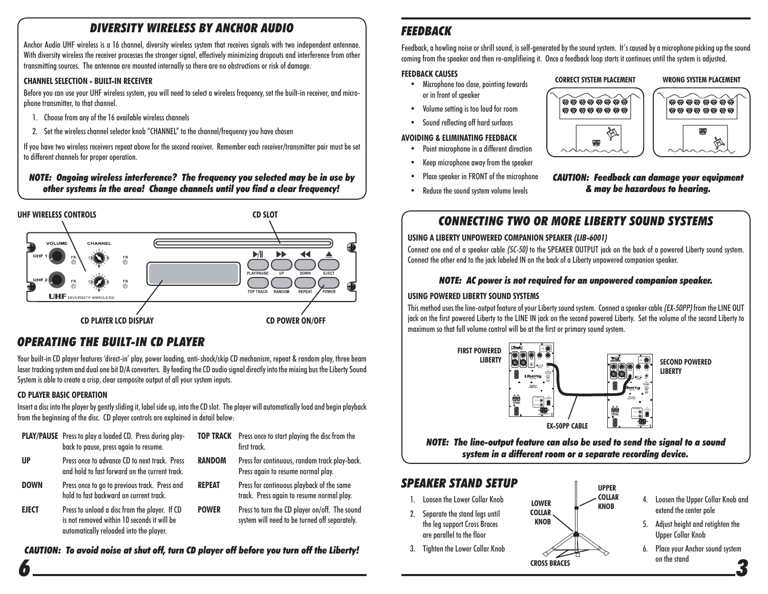## DIVERSITY WIRELESS BY ANCHOR AUDIO

Anchor Audio UHF wireless is a 16 channel, diversity wireless system that receives signals with two independent antennae. With diversity wireless the receiver processes the stronger signal, effectively minimizing dropouts and interference from other transmitting sources. The antennae are mounted internally so there are no obstructions or risk of damage.

### CHANNEL SELECTION - BUILT-IN RECEIVER

Before you can use your UHF wireless system, you will need to select a wireless frequency, set the built-in receiver, and microphone transmitter, to that channel.

1. Choose from any of the 16 available wireless channels
2. Set the wireless channel selector knob "CHANNEL" to the channel/frequency you have chosen

If you have two wireless receivers repeat above for the second receiver. Remember each receiver/transmitter pair must be set to different channels for proper operation.

***NOTE: Ongoing wireless interference? The frequency you selected may be in use by other systems in the area! Change channels until you find a clear frequency!***

UHF WIRELESS CONTROLS — CD SLOT — CD PLAYER LCD DISPLAY — CD POWER ON/OFF

VOLUME, CHANNEL, UHF 1, UHF 2, RX, PLAY/PAUSE, UP, DOWN, EJECT, TOP TRACK, RANDOM, REPEAT, POWER, UHF DIVERSITY WIRELESS

## OPERATING THE BUILT-IN CD PLAYER

Your built-in CD player features 'direct-in' play, power loading, anti-shock/skip CD mechanism, repeat & random play, three beam laser tracking system and dual one bit D/A converters. By feeding the CD audio signal directly into the mixing bus the Liberty Sound System is able to create a crisp, clear composite output of all your system inputs.

### CD PLAYER BASIC OPERATION

Insert a disc into the player by gently sliding it, label side up, into the CD slot. The player will automatically load and begin playback from the beginning of the disc. CD player controls are explained in detail below:

| | | | |
|---|---|---|---|
| **PLAY/PAUSE** | Press to play a loaded CD. Press during play-back to pause, press again to resume. | **TOP TRACK** | Press once to start playing the disc from the first track. |
| **UP** | Press once to advance CD to next track. Press and hold to fast forward on the current track. | **RANDOM** | Press for continuous, random track play-back. Press again to resume normal play. |
| **DOWN** | Press once to go to previous track. Press and hold to fast backward on current track. | **REPEAT** | Press for continuous playback of the same track. Press again to resume normal play. |
| **EJECT** | Press to unload a disc from the player. If CD is not removed within 10 seconds it will be automatically reloaded into the player. | **POWER** | Press to turn the CD player on/off. The sound system will need to be turned off separately. |

***CAUTION: To avoid noise at shut off, turn CD player off before you turn off the Liberty!***

## FEEDBACK

Feedback, a howling noise or shrill sound, is self-generated by the sound system. It's caused by a microphone picking up the sound coming from the speaker and then re-amplifieing it. Once a feedback loop starts it continues until the system is adjusted.

### FEEDBACK CAUSES

- Microphone too close, pointing towards or in front of speaker
- Volume setting is too loud for room
- Sound reflecting off hard surfaces

### AVOIDING & ELIMINATING FEEDBACK

- Point microphone in a different direction
- Keep microphone away from the speaker
- Place speaker in FRONT of the microphone
- Reduce the sound system volume levels

CORRECT SYSTEM PLACEMENT — WRONG SYSTEM PLACEMENT

***CAUTION: Feedback can damage your equipment & may be hazardous to hearing.***

## CONNECTING TWO OR MORE LIBERTY SOUND SYSTEMS

### USING A LIBERTY UNPOWERED COMPANION SPEAKER *(LIB-6001)*

Connect one end of a speaker cable *(SC-50)* to the SPEAKER OUTPUT jack on the back of a powered Liberty sound system. Connect the other end to the jack labeled IN on the back of a Liberty unpowered companion speaker.

***NOTE: AC power is not required for an unpowered companion speaker.***

### USING POWERED LIBERTY SOUND SYSTEMS

This method uses the line-output feature of your Liberty sound system. Connect a speaker cable *(EX-50PP)* from the LINE OUT jack on the first powered Liberty to the LINE IN jack on the second powered Liberty. Set the volume of the second Liberty to maximum so that full volume control will be at the first or primary sound system.

FIRST POWERED LIBERTY — EX-50PP CABLE — SECOND POWERED LIBERTY

***NOTE: The line-output feature can also be used to send the signal to a sound system in a different room or a separate recording device.***

## SPEAKER STAND SETUP

1. Loosen the Lower Collar Knob
2. Separate the stand legs until the leg support Cross Braces are parallel to the floor
3. Tighten the Lower Collar Knob
4. Loosen the Upper Collar Knob and extend the center pole
5. Adjust height and retighten the Upper Collar Knob
6. Place your Anchor sound system on the stand

UPPER COLLAR KNOB — LOWER COLLAR KNOB — CROSS BRACES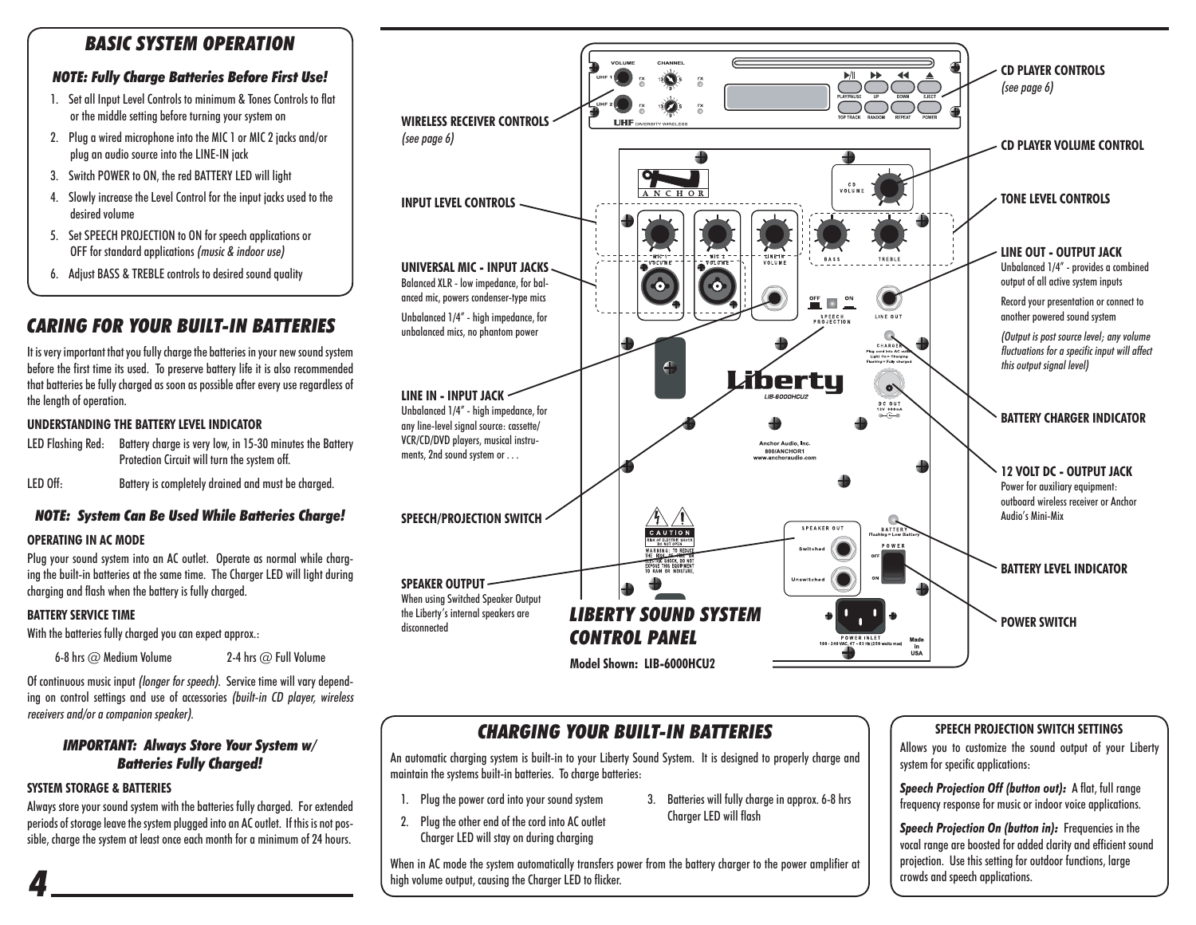## BASIC SYSTEM OPERATION

***NOTE: Fully Charge Batteries Before First Use!***

1. Set all Input Level Controls to minimum & Tones Controls to flat or the middle setting before turning on your system on
2. Plug a wired microphone into the MIC 1 or MIC 2 jacks and/or plug an audio source into the LINE-IN jack
3. Switch POWER to ON, the red BATTERY LED will light
4. Slowly increase the Level Control for the input jacks used to the desired volume
5. Set SPEECH PROJECTION to ON for speech applications or OFF for standard applications *(music & indoor use)*
6. Adjust BASS & TREBLE controls to desired sound quality

## CARING FOR YOUR BUILT-IN BATTERIES

It is very important that you fully charge the batteries in your new sound system before the first time its used. To preserve battery life it is also recommended that batteries be fully charged as soon as possible after every use regardless of the length of operation.

**UNDERSTANDING THE BATTERY LEVEL INDICATOR**

LED Flashing Red: Battery charge is very low, in 15-30 minutes the Battery Protection Circuit will turn the system off.

LED Off: Battery is completely drained and must be charged.

***NOTE: System Can Be Used While Batteries Charge!***

**OPERATING IN AC MODE**

Plug your sound system into an AC outlet. Operate as normal while charging the built-in batteries at the same time. The Charger LED will light during charging and flash when the battery is fully charged.

**BATTERY SERVICE TIME**

With the batteries fully charged you can expect approx.:

6-8 hrs @ Medium Volume    2-4 hrs @ Full Volume

Of continuous music input *(longer for speech)*. Service time will vary depending on control settings and use of accessories *(built-in CD player, wireless receivers and/or a companion speaker).*

***IMPORTANT: Always Store Your System w/ Batteries Fully Charged!***

**SYSTEM STORAGE & BATTERIES**

Always store your sound system with the batteries fully charged. For extended periods of storage leave the system plugged into an AC outlet. If this is not possible, charge the system at least once each month for a minimum of 24 hours.

## LIBERTY SOUND SYSTEM CONTROL PANEL

**Model Shown: LIB-6000HCU2**

**WIRELESS RECEIVER CONTROLS**
*(see page 6)*

**INPUT LEVEL CONTROLS**

**UNIVERSAL MIC - INPUT JACKS**
Balanced XLR - low impedance, for balanced mic, powers condenser-type mics

Unbalanced 1/4" - high impedance, for unbalanced mics, no phantom power

**LINE IN - INPUT JACK**
Unbalanced 1/4" - high impedance, for any line-level signal source: cassette/VCR/CD/DVD players, musical instruments, 2nd sound system or . . .

**SPEECH/PROJECTION SWITCH**

**SPEAKER OUTPUT**
When using Switched Speaker Output the Liberty's internal speakers are disconnected

**CD PLAYER CONTROLS**
*(see page 6)*

**CD PLAYER VOLUME CONTROL**

**TONE LEVEL CONTROLS**

**LINE OUT - OUTPUT JACK**
Unbalanced 1/4" - provides a combined output of all active system inputs

Record your presentation or connect to another powered sound system

*(Output is post source level; any volume fluctuations for a specific input will affect this output signal level)*

**BATTERY CHARGER INDICATOR**

**12 VOLT DC - OUTPUT JACK**
Power for auxiliary equipment: outboard wireless receiver or Anchor Audio's Mini-Mix

**BATTERY LEVEL INDICATOR**

**POWER SWITCH**

## CHARGING YOUR BUILT-IN BATTERIES

An automatic charging system is built-in to your Liberty Sound System. It is designed to properly charge and maintain the systems built-in batteries. To charge batteries:

1. Plug the power cord into your sound system
2. Plug the other end of the cord into AC outlet
   Charger LED will stay on during charging
3. Batteries will fully charge in approx. 6-8 hrs
   Charger LED will flash

When in AC mode the system automatically transfers power from the battery charger to the power amplifier at high volume output, causing the Charger LED to flicker.

**SPEECH PROJECTION SWITCH SETTINGS**

Allows you to customize the sound output of your Liberty system for specific applications:

***Speech Projection Off (button out):*** A flat, full range frequency response for music or indoor voice applications.

***Speech Projection On (button in):*** Frequencies in the vocal range are boosted for added clarity and efficient sound projection. Use this setting for outdoor functions, large crowds and speech applications.